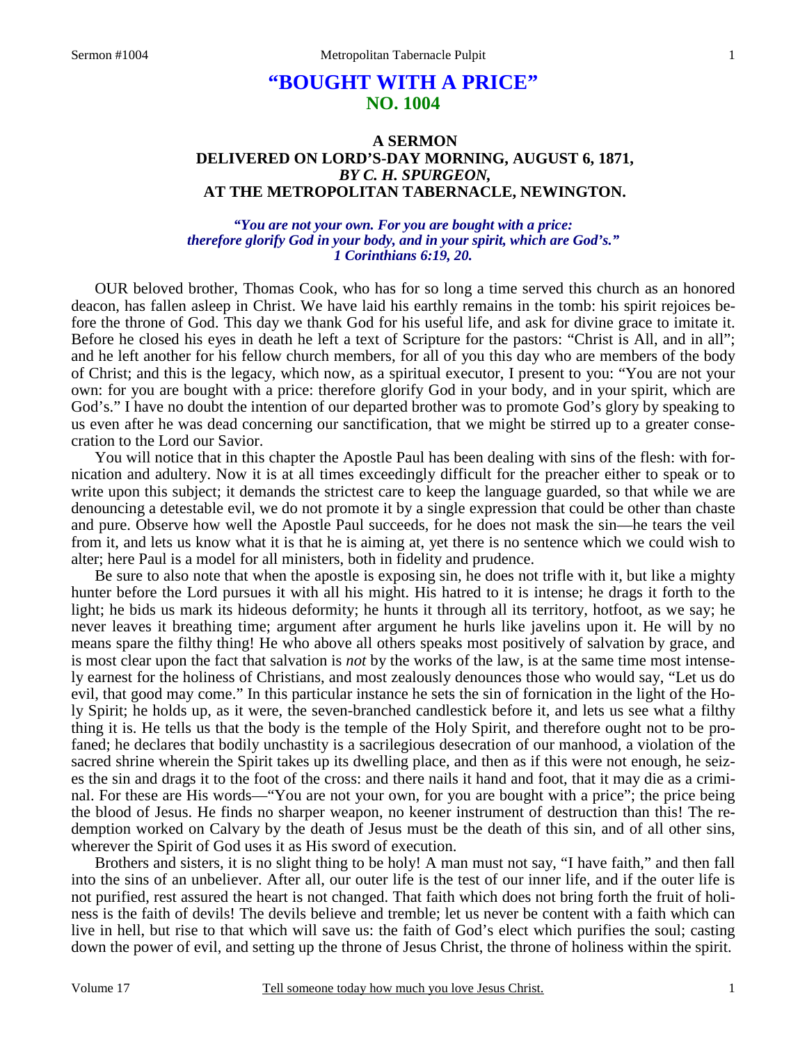# "BOUGHT WITH A PRICE"
## NO. 1004

### A SERMON
### DELIVERED ON LORD'S-DAY MORNING, AUGUST 6, 1871,
### *BY C. H. SPURGEON,*
### AT THE METROPOLITAN TABERNACLE, NEWINGTON.

*"You are not your own. For you are bought with a price: therefore glorify God in your body, and in your spirit, which are God's." 1 Corinthians 6:19, 20.*

OUR beloved brother, Thomas Cook, who has for so long a time served this church as an honored deacon, has fallen asleep in Christ. We have laid his earthly remains in the tomb: his spirit rejoices before the throne of God. This day we thank God for his useful life, and ask for divine grace to imitate it. Before he closed his eyes in death he left a text of Scripture for the pastors: "Christ is All, and in all"; and he left another for his fellow church members, for all of you this day who are members of the body of Christ; and this is the legacy, which now, as a spiritual executor, I present to you: "You are not your own: for you are bought with a price: therefore glorify God in your body, and in your spirit, which are God's." I have no doubt the intention of our departed brother was to promote God's glory by speaking to us even after he was dead concerning our sanctification, that we might be stirred up to a greater consecration to the Lord our Savior.

You will notice that in this chapter the Apostle Paul has been dealing with sins of the flesh: with fornication and adultery. Now it is at all times exceedingly difficult for the preacher either to speak or to write upon this subject; it demands the strictest care to keep the language guarded, so that while we are denouncing a detestable evil, we do not promote it by a single expression that could be other than chaste and pure. Observe how well the Apostle Paul succeeds, for he does not mask the sin—he tears the veil from it, and lets us know what it is that he is aiming at, yet there is no sentence which we could wish to alter; here Paul is a model for all ministers, both in fidelity and prudence.

Be sure to also note that when the apostle is exposing sin, he does not trifle with it, but like a mighty hunter before the Lord pursues it with all his might. His hatred to it is intense; he drags it forth to the light; he bids us mark its hideous deformity; he hunts it through all its territory, hotfoot, as we say; he never leaves it breathing time; argument after argument he hurls like javelins upon it. He will by no means spare the filthy thing! He who above all others speaks most positively of salvation by grace, and is most clear upon the fact that salvation is *not* by the works of the law, is at the same time most intensely earnest for the holiness of Christians, and most zealously denounces those who would say, "Let us do evil, that good may come." In this particular instance he sets the sin of fornication in the light of the Holy Spirit; he holds up, as it were, the seven-branched candlestick before it, and lets us see what a filthy thing it is. He tells us that the body is the temple of the Holy Spirit, and therefore ought not to be profaned; he declares that bodily unchastity is a sacrilegious desecration of our manhood, a violation of the sacred shrine wherein the Spirit takes up its dwelling place, and then as if this were not enough, he seizes the sin and drags it to the foot of the cross: and there nails it hand and foot, that it may die as a criminal. For these are His words—"You are not your own, for you are bought with a price"; the price being the blood of Jesus. He finds no sharper weapon, no keener instrument of destruction than this! The redemption worked on Calvary by the death of Jesus must be the death of this sin, and of all other sins, wherever the Spirit of God uses it as His sword of execution.

Brothers and sisters, it is no slight thing to be holy! A man must not say, "I have faith," and then fall into the sins of an unbeliever. After all, our outer life is the test of our inner life, and if the outer life is not purified, rest assured the heart is not changed. That faith which does not bring forth the fruit of holiness is the faith of devils! The devils believe and tremble; let us never be content with a faith which can live in hell, but rise to that which will save us: the faith of God's elect which purifies the soul; casting down the power of evil, and setting up the throne of Jesus Christ, the throne of holiness within the spirit.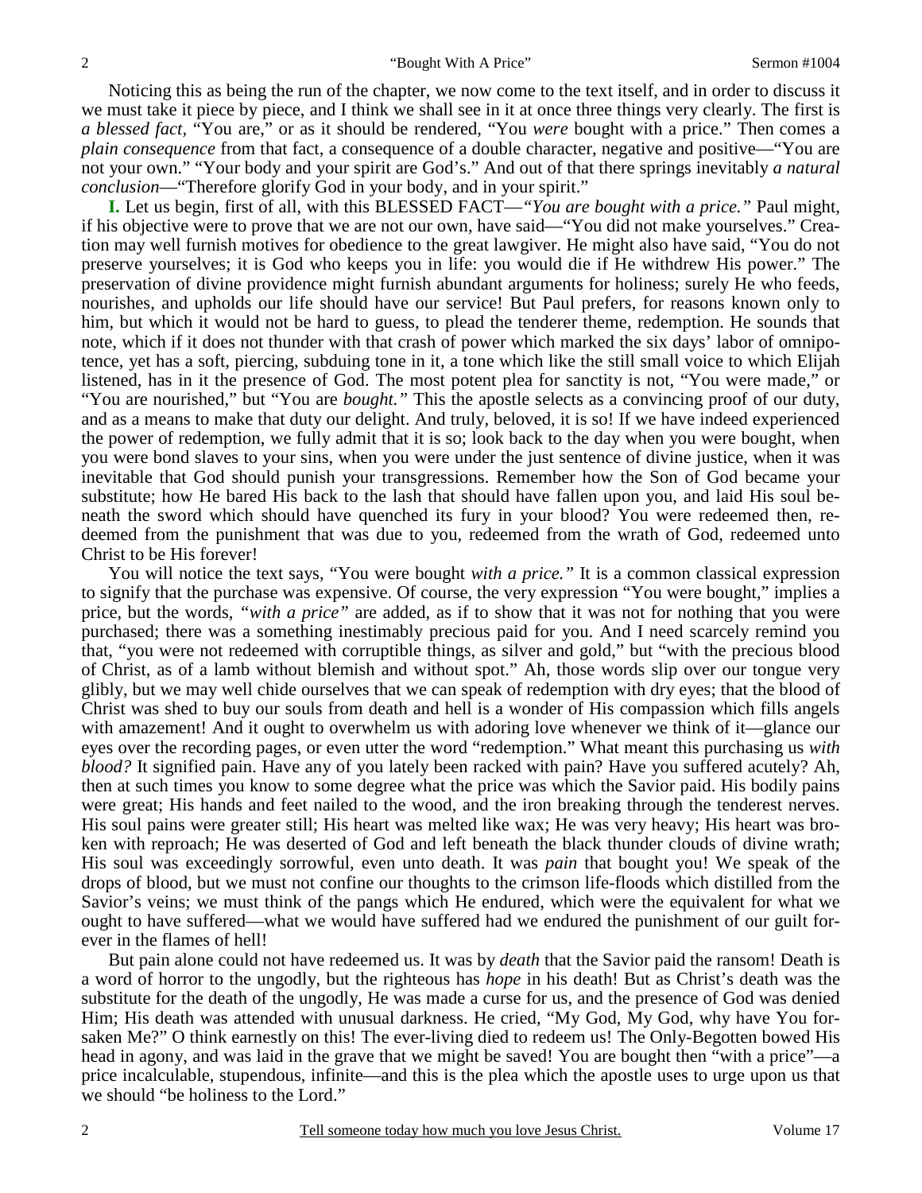Noticing this as being the run of the chapter, we now come to the text itself, and in order to discuss it we must take it piece by piece, and I think we shall see in it at once three things very clearly. The first is *a blessed fact*, "You are," or as it should be rendered, "You *were* bought with a price." Then comes a *plain consequence* from that fact, a consequence of a double character, negative and positive—"You are not your own." "Your body and your spirit are God's." And out of that there springs inevitably *a natural conclusion*—"Therefore glorify God in your body, and in your spirit."

**I.** Let us begin, first of all, with this BLESSED FACT—*"You are bought with a price."* Paul might, if his objective were to prove that we are not our own, have said—"You did not make yourselves." Creation may well furnish motives for obedience to the great lawgiver. He might also have said, "You do not preserve yourselves; it is God who keeps you in life: you would die if He withdrew His power." The preservation of divine providence might furnish abundant arguments for holiness; surely He who feeds, nourishes, and upholds our life should have our service! But Paul prefers, for reasons known only to him, but which it would not be hard to guess, to plead the tenderer theme, redemption. He sounds that note, which if it does not thunder with that crash of power which marked the six days' labor of omnipotence, yet has a soft, piercing, subduing tone in it, a tone which like the still small voice to which Elijah listened, has in it the presence of God. The most potent plea for sanctity is not, "You were made," or "You are nourished," but "You are *bought."* This the apostle selects as a convincing proof of our duty, and as a means to make that duty our delight. And truly, beloved, it is so! If we have indeed experienced the power of redemption, we fully admit that it is so; look back to the day when you were bought, when you were bond slaves to your sins, when you were under the just sentence of divine justice, when it was inevitable that God should punish your transgressions. Remember how the Son of God became your substitute; how He bared His back to the lash that should have fallen upon you, and laid His soul beneath the sword which should have quenched its fury in your blood? You were redeemed then, redeemed from the punishment that was due to you, redeemed from the wrath of God, redeemed unto Christ to be His forever!

You will notice the text says, "You were bought *with a price."* It is a common classical expression to signify that the purchase was expensive. Of course, the very expression "You were bought," implies a price, but the words, *"with a price"* are added, as if to show that it was not for nothing that you were purchased; there was a something inestimably precious paid for you. And I need scarcely remind you that, "you were not redeemed with corruptible things, as silver and gold," but "with the precious blood of Christ, as of a lamb without blemish and without spot." Ah, those words slip over our tongue very glibly, but we may well chide ourselves that we can speak of redemption with dry eyes; that the blood of Christ was shed to buy our souls from death and hell is a wonder of His compassion which fills angels with amazement! And it ought to overwhelm us with adoring love whenever we think of it—glance our eyes over the recording pages, or even utter the word "redemption." What meant this purchasing us *with blood?* It signified pain. Have any of you lately been racked with pain? Have you suffered acutely? Ah, then at such times you know to some degree what the price was which the Savior paid. His bodily pains were great; His hands and feet nailed to the wood, and the iron breaking through the tenderest nerves. His soul pains were greater still; His heart was melted like wax; He was very heavy; His heart was broken with reproach; He was deserted of God and left beneath the black thunder clouds of divine wrath; His soul was exceedingly sorrowful, even unto death. It was *pain* that bought you! We speak of the drops of blood, but we must not confine our thoughts to the crimson life-floods which distilled from the Savior's veins; we must think of the pangs which He endured, which were the equivalent for what we ought to have suffered—what we would have suffered had we endured the punishment of our guilt forever in the flames of hell!

But pain alone could not have redeemed us. It was by *death* that the Savior paid the ransom! Death is a word of horror to the ungodly, but the righteous has *hope* in his death! But as Christ's death was the substitute for the death of the ungodly, He was made a curse for us, and the presence of God was denied Him; His death was attended with unusual darkness. He cried, "My God, My God, why have You forsaken Me?" O think earnestly on this! The ever-living died to redeem us! The Only-Begotten bowed His head in agony, and was laid in the grave that we might be saved! You are bought then "with a price"—a price incalculable, stupendous, infinite—and this is the plea which the apostle uses to urge upon us that we should "be holiness to the Lord."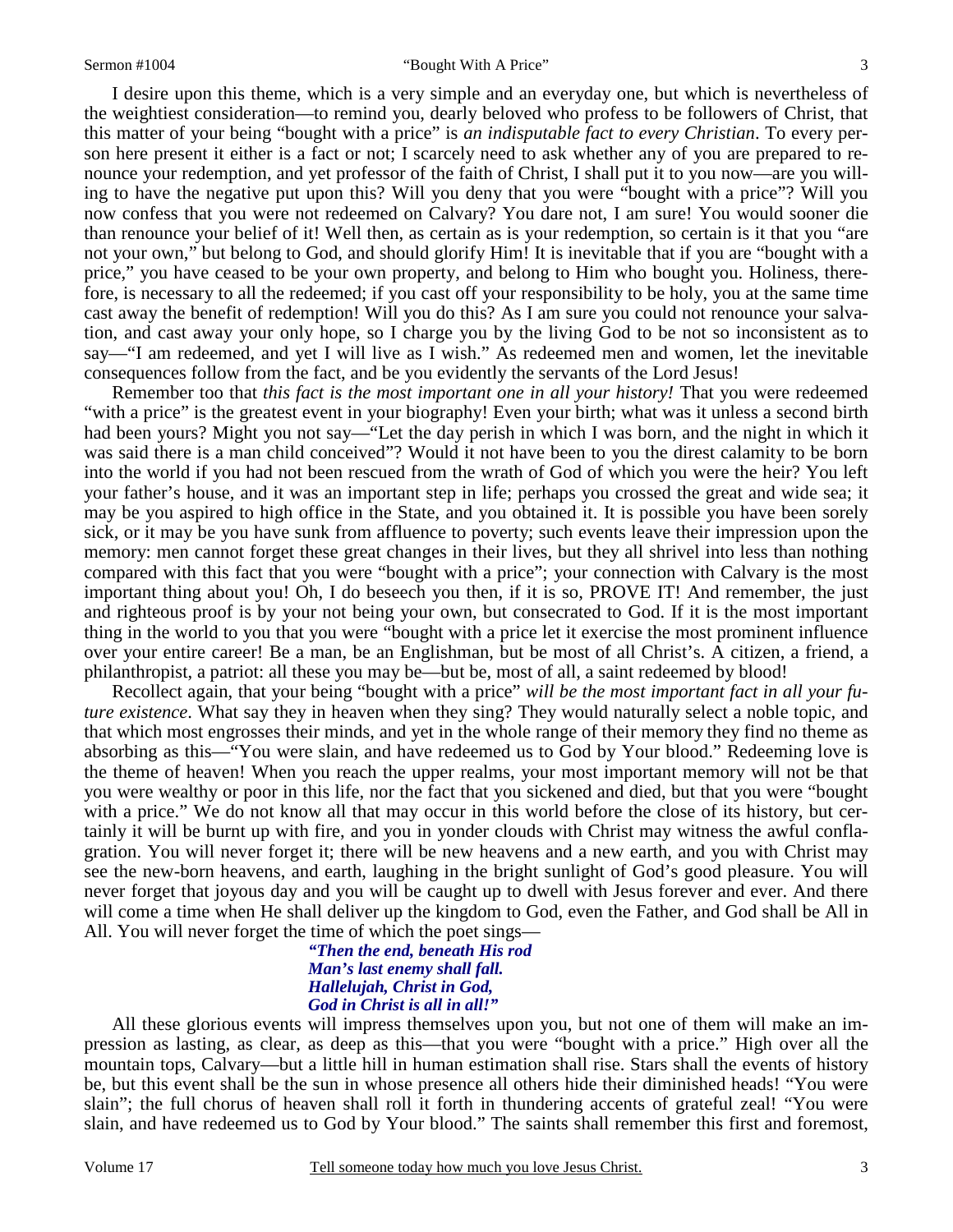I desire upon this theme, which is a very simple and an everyday one, but which is nevertheless of the weightiest consideration—to remind you, dearly beloved who profess to be followers of Christ, that this matter of your being "bought with a price" is *an indisputable fact to every Christian*. To every person here present it either is a fact or not; I scarcely need to ask whether any of you are prepared to renounce your redemption, and yet professor of the faith of Christ, I shall put it to you now—are you willing to have the negative put upon this? Will you deny that you were "bought with a price"? Will you now confess that you were not redeemed on Calvary? You dare not, I am sure! You would sooner die than renounce your belief of it! Well then, as certain as is your redemption, so certain is it that you "are not your own," but belong to God, and should glorify Him! It is inevitable that if you are "bought with a price," you have ceased to be your own property, and belong to Him who bought you. Holiness, therefore, is necessary to all the redeemed; if you cast off your responsibility to be holy, you at the same time cast away the benefit of redemption! Will you do this? As I am sure you could not renounce your salvation, and cast away your only hope, so I charge you by the living God to be not so inconsistent as to say—"I am redeemed, and yet I will live as I wish." As redeemed men and women, let the inevitable consequences follow from the fact, and be you evidently the servants of the Lord Jesus!

Remember too that *this fact is the most important one in all your history!* That you were redeemed "with a price" is the greatest event in your biography! Even your birth; what was it unless a second birth had been yours? Might you not say—"Let the day perish in which I was born, and the night in which it was said there is a man child conceived"? Would it not have been to you the direst calamity to be born into the world if you had not been rescued from the wrath of God of which you were the heir? You left your father's house, and it was an important step in life; perhaps you crossed the great and wide sea; it may be you aspired to high office in the State, and you obtained it. It is possible you have been sorely sick, or it may be you have sunk from affluence to poverty; such events leave their impression upon the memory: men cannot forget these great changes in their lives, but they all shrivel into less than nothing compared with this fact that you were "bought with a price"; your connection with Calvary is the most important thing about you! Oh, I do beseech you then, if it is so, PROVE IT! And remember, the just and righteous proof is by your not being your own, but consecrated to God. If it is the most important thing in the world to you that you were "bought with a price let it exercise the most prominent influence over your entire career! Be a man, be an Englishman, but be most of all Christ's. A citizen, a friend, a philanthropist, a patriot: all these you may be—but be, most of all, a saint redeemed by blood!

Recollect again, that your being "bought with a price" *will be the most important fact in all your future existence*. What say they in heaven when they sing? They would naturally select a noble topic, and that which most engrosses their minds, and yet in the whole range of their memory they find no theme as absorbing as this—"You were slain, and have redeemed us to God by Your blood." Redeeming love is the theme of heaven! When you reach the upper realms, your most important memory will not be that you were wealthy or poor in this life, nor the fact that you sickened and died, but that you were "bought with a price." We do not know all that may occur in this world before the close of its history, but certainly it will be burnt up with fire, and you in yonder clouds with Christ may witness the awful conflagration. You will never forget it; there will be new heavens and a new earth, and you with Christ may see the new-born heavens, and earth, laughing in the bright sunlight of God's good pleasure. You will never forget that joyous day and you will be caught up to dwell with Jesus forever and ever. And there will come a time when He shall deliver up the kingdom to God, even the Father, and God shall be All in All. You will never forget the time of which the poet sings—

> ***"Then the end, beneath His rod***
> ***Man's last enemy shall fall.***
> ***Hallelujah, Christ in God,***
> ***God in Christ is all in all!"***

All these glorious events will impress themselves upon you, but not one of them will make an impression as lasting, as clear, as deep as this—that you were "bought with a price." High over all the mountain tops, Calvary—but a little hill in human estimation shall rise. Stars shall the events of history be, but this event shall be the sun in whose presence all others hide their diminished heads! "You were slain"; the full chorus of heaven shall roll it forth in thundering accents of grateful zeal! "You were slain, and have redeemed us to God by Your blood." The saints shall remember this first and foremost,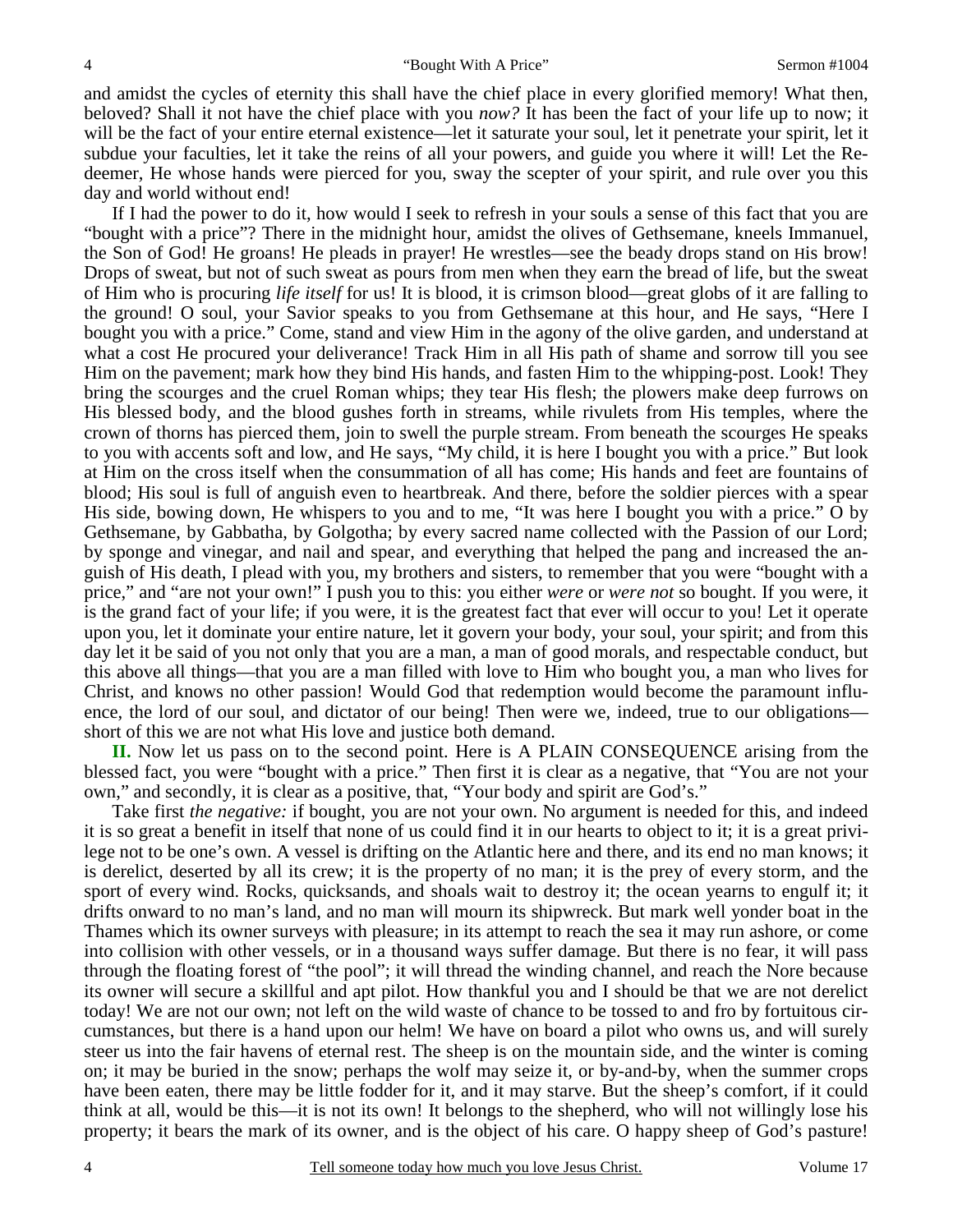and amidst the cycles of eternity this shall have the chief place in every glorified memory! What then, beloved? Shall it not have the chief place with you *now?* It has been the fact of your life up to now; it will be the fact of your entire eternal existence—let it saturate your soul, let it penetrate your spirit, let it subdue your faculties, let it take the reins of all your powers, and guide you where it will! Let the Redeemer, He whose hands were pierced for you, sway the scepter of your spirit, and rule over you this day and world without end!

If I had the power to do it, how would I seek to refresh in your souls a sense of this fact that you are "bought with a price"? There in the midnight hour, amidst the olives of Gethsemane, kneels Immanuel, the Son of God! He groans! He pleads in prayer! He wrestles—see the beady drops stand on His brow! Drops of sweat, but not of such sweat as pours from men when they earn the bread of life, but the sweat of Him who is procuring *life itself* for us! It is blood, it is crimson blood—great globs of it are falling to the ground! O soul, your Savior speaks to you from Gethsemane at this hour, and He says, "Here I bought you with a price." Come, stand and view Him in the agony of the olive garden, and understand at what a cost He procured your deliverance! Track Him in all His path of shame and sorrow till you see Him on the pavement; mark how they bind His hands, and fasten Him to the whipping-post. Look! They bring the scourges and the cruel Roman whips; they tear His flesh; the plowers make deep furrows on His blessed body, and the blood gushes forth in streams, while rivulets from His temples, where the crown of thorns has pierced them, join to swell the purple stream. From beneath the scourges He speaks to you with accents soft and low, and He says, "My child, it is here I bought you with a price." But look at Him on the cross itself when the consummation of all has come; His hands and feet are fountains of blood; His soul is full of anguish even to heartbreak. And there, before the soldier pierces with a spear His side, bowing down, He whispers to you and to me, "It was here I bought you with a price." O by Gethsemane, by Gabbatha, by Golgotha; by every sacred name collected with the Passion of our Lord; by sponge and vinegar, and nail and spear, and everything that helped the pang and increased the anguish of His death, I plead with you, my brothers and sisters, to remember that you were "bought with a price," and "are not your own!" I push you to this: you either *were* or *were not* so bought. If you were, it is the grand fact of your life; if you were, it is the greatest fact that ever will occur to you! Let it operate upon you, let it dominate your entire nature, let it govern your body, your soul, your spirit; and from this day let it be said of you not only that you are a man, a man of good morals, and respectable conduct, but this above all things—that you are a man filled with love to Him who bought you, a man who lives for Christ, and knows no other passion! Would God that redemption would become the paramount influence, the lord of our soul, and dictator of our being! Then were we, indeed, true to our obligations—short of this we are not what His love and justice both demand.

**II.** Now let us pass on to the second point. Here is A PLAIN CONSEQUENCE arising from the blessed fact, you were "bought with a price." Then first it is clear as a negative, that "You are not your own," and secondly, it is clear as a positive, that, "Your body and spirit are God's."

Take first *the negative:* if bought, you are not your own. No argument is needed for this, and indeed it is so great a benefit in itself that none of us could find it in our hearts to object to it; it is a great privilege not to be one's own. A vessel is drifting on the Atlantic here and there, and its end no man knows; it is derelict, deserted by all its crew; it is the property of no man; it is the prey of every storm, and the sport of every wind. Rocks, quicksands, and shoals wait to destroy it; the ocean yearns to engulf it; it drifts onward to no man's land, and no man will mourn its shipwreck. But mark well yonder boat in the Thames which its owner surveys with pleasure; in its attempt to reach the sea it may run ashore, or come into collision with other vessels, or in a thousand ways suffer damage. But there is no fear, it will pass through the floating forest of "the pool"; it will thread the winding channel, and reach the Nore because its owner will secure a skillful and apt pilot. How thankful you and I should be that we are not derelict today! We are not our own; not left on the wild waste of chance to be tossed to and fro by fortuitous circumstances, but there is a hand upon our helm! We have on board a pilot who owns us, and will surely steer us into the fair havens of eternal rest. The sheep is on the mountain side, and the winter is coming on; it may be buried in the snow; perhaps the wolf may seize it, or by-and-by, when the summer crops have been eaten, there may be little fodder for it, and it may starve. But the sheep's comfort, if it could think at all, would be this—it is not its own! It belongs to the shepherd, who will not willingly lose his property; it bears the mark of its owner, and is the object of his care. O happy sheep of God's pasture!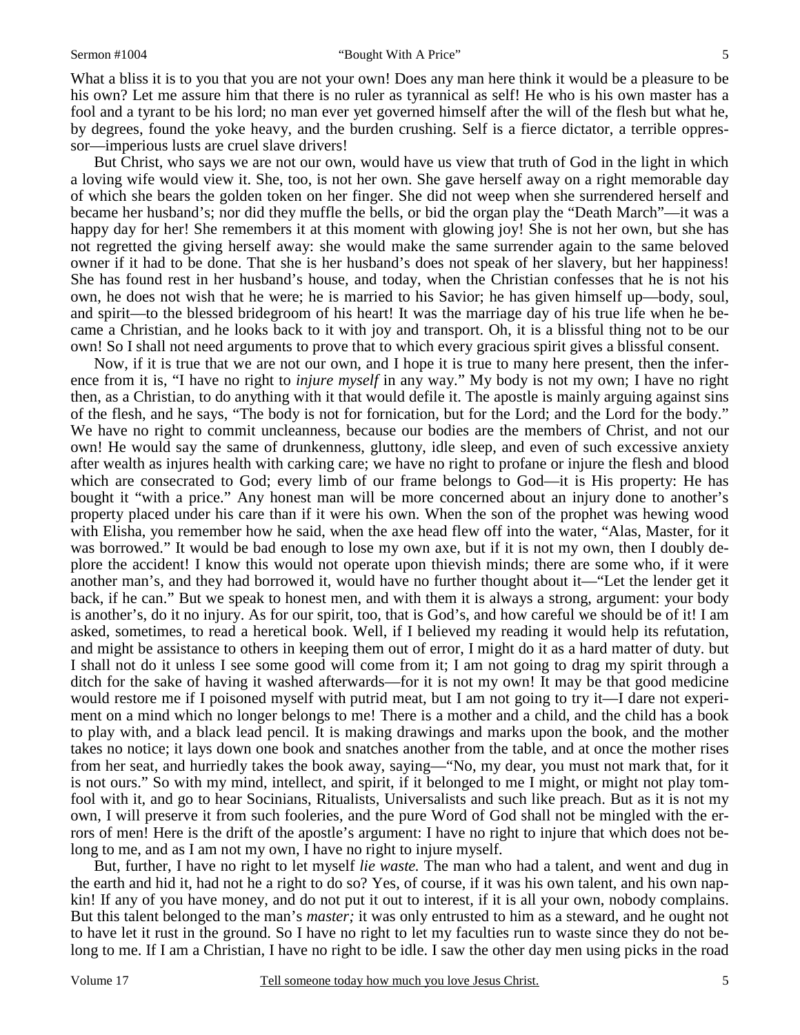What a bliss it is to you that you are not your own! Does any man here think it would be a pleasure to be his own? Let me assure him that there is no ruler as tyrannical as self! He who is his own master has a fool and a tyrant to be his lord; no man ever yet governed himself after the will of the flesh but what he, by degrees, found the yoke heavy, and the burden crushing. Self is a fierce dictator, a terrible oppressor—imperious lusts are cruel slave drivers!

But Christ, who says we are not our own, would have us view that truth of God in the light in which a loving wife would view it. She, too, is not her own. She gave herself away on a right memorable day of which she bears the golden token on her finger. She did not weep when she surrendered herself and became her husband's; nor did they muffle the bells, or bid the organ play the "Death March"—it was a happy day for her! She remembers it at this moment with glowing joy! She is not her own, but she has not regretted the giving herself away: she would make the same surrender again to the same beloved owner if it had to be done. That she is her husband's does not speak of her slavery, but her happiness! She has found rest in her husband's house, and today, when the Christian confesses that he is not his own, he does not wish that he were; he is married to his Savior; he has given himself up—body, soul, and spirit—to the blessed bridegroom of his heart! It was the marriage day of his true life when he became a Christian, and he looks back to it with joy and transport. Oh, it is a blissful thing not to be our own! So I shall not need arguments to prove that to which every gracious spirit gives a blissful consent.

Now, if it is true that we are not our own, and I hope it is true to many here present, then the inference from it is, "I have no right to *injure myself* in any way." My body is not my own; I have no right then, as a Christian, to do anything with it that would defile it. The apostle is mainly arguing against sins of the flesh, and he says, "The body is not for fornication, but for the Lord; and the Lord for the body." We have no right to commit uncleanness, because our bodies are the members of Christ, and not our own! He would say the same of drunkenness, gluttony, idle sleep, and even of such excessive anxiety after wealth as injures health with carking care; we have no right to profane or injure the flesh and blood which are consecrated to God; every limb of our frame belongs to God—it is His property: He has bought it "with a price." Any honest man will be more concerned about an injury done to another's property placed under his care than if it were his own. When the son of the prophet was hewing wood with Elisha, you remember how he said, when the axe head flew off into the water, "Alas, Master, for it was borrowed." It would be bad enough to lose my own axe, but if it is not my own, then I doubly deplore the accident! I know this would not operate upon thievish minds; there are some who, if it were another man's, and they had borrowed it, would have no further thought about it—"Let the lender get it back, if he can." But we speak to honest men, and with them it is always a strong, argument: your body is another's, do it no injury. As for our spirit, too, that is God's, and how careful we should be of it! I am asked, sometimes, to read a heretical book. Well, if I believed my reading it would help its refutation, and might be assistance to others in keeping them out of error, I might do it as a hard matter of duty. but I shall not do it unless I see some good will come from it; I am not going to drag my spirit through a ditch for the sake of having it washed afterwards—for it is not my own! It may be that good medicine would restore me if I poisoned myself with putrid meat, but I am not going to try it—I dare not experiment on a mind which no longer belongs to me! There is a mother and a child, and the child has a book to play with, and a black lead pencil. It is making drawings and marks upon the book, and the mother takes no notice; it lays down one book and snatches another from the table, and at once the mother rises from her seat, and hurriedly takes the book away, saying—"No, my dear, you must not mark that, for it is not ours." So with my mind, intellect, and spirit, if it belonged to me I might, or might not play tomfool with it, and go to hear Socinians, Ritualists, Universalists and such like preach. But as it is not my own, I will preserve it from such fooleries, and the pure Word of God shall not be mingled with the errors of men! Here is the drift of the apostle's argument: I have no right to injure that which does not belong to me, and as I am not my own, I have no right to injure myself.

But, further, I have no right to let myself *lie waste.* The man who had a talent, and went and dug in the earth and hid it, had not he a right to do so? Yes, of course, if it was his own talent, and his own napkin! If any of you have money, and do not put it out to interest, if it is all your own, nobody complains. But this talent belonged to the man's *master;* it was only entrusted to him as a steward, and he ought not to have let it rust in the ground. So I have no right to let my faculties run to waste since they do not belong to me. If I am a Christian, I have no right to be idle. I saw the other day men using picks in the road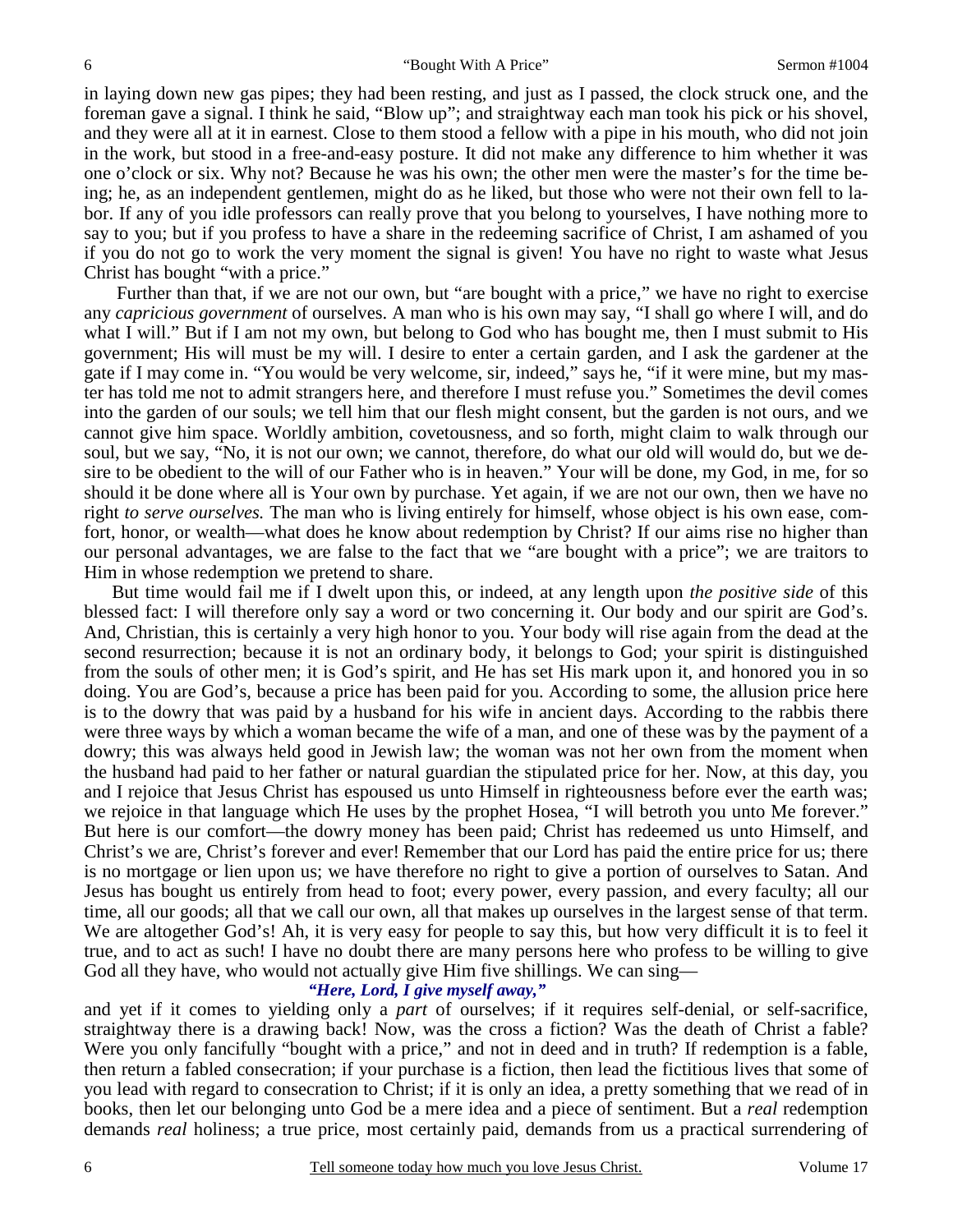in laying down new gas pipes; they had been resting, and just as I passed, the clock struck one, and the foreman gave a signal. I think he said, "Blow up"; and straightway each man took his pick or his shovel, and they were all at it in earnest. Close to them stood a fellow with a pipe in his mouth, who did not join in the work, but stood in a free-and-easy posture. It did not make any difference to him whether it was one o'clock or six. Why not? Because he was his own; the other men were the master's for the time being; he, as an independent gentlemen, might do as he liked, but those who were not their own fell to labor. If any of you idle professors can really prove that you belong to yourselves, I have nothing more to say to you; but if you profess to have a share in the redeeming sacrifice of Christ, I am ashamed of you if you do not go to work the very moment the signal is given! You have no right to waste what Jesus Christ has bought "with a price."

Further than that, if we are not our own, but "are bought with a price," we have no right to exercise any *capricious government* of ourselves. A man who is his own may say, "I shall go where I will, and do what I will." But if I am not my own, but belong to God who has bought me, then I must submit to His government; His will must be my will. I desire to enter a certain garden, and I ask the gardener at the gate if I may come in. "You would be very welcome, sir, indeed," says he, "if it were mine, but my master has told me not to admit strangers here, and therefore I must refuse you." Sometimes the devil comes into the garden of our souls; we tell him that our flesh might consent, but the garden is not ours, and we cannot give him space. Worldly ambition, covetousness, and so forth, might claim to walk through our soul, but we say, "No, it is not our own; we cannot, therefore, do what our old will would do, but we desire to be obedient to the will of our Father who is in heaven." Your will be done, my God, in me, for so should it be done where all is Your own by purchase. Yet again, if we are not our own, then we have no right *to serve ourselves.* The man who is living entirely for himself, whose object is his own ease, comfort, honor, or wealth—what does he know about redemption by Christ? If our aims rise no higher than our personal advantages, we are false to the fact that we "are bought with a price"; we are traitors to Him in whose redemption we pretend to share.

But time would fail me if I dwelt upon this, or indeed, at any length upon *the positive side* of this blessed fact: I will therefore only say a word or two concerning it. Our body and our spirit are God's. And, Christian, this is certainly a very high honor to you. Your body will rise again from the dead at the second resurrection; because it is not an ordinary body, it belongs to God; your spirit is distinguished from the souls of other men; it is God's spirit, and He has set His mark upon it, and honored you in so doing. You are God's, because a price has been paid for you. According to some, the allusion price here is to the dowry that was paid by a husband for his wife in ancient days. According to the rabbis there were three ways by which a woman became the wife of a man, and one of these was by the payment of a dowry; this was always held good in Jewish law; the woman was not her own from the moment when the husband had paid to her father or natural guardian the stipulated price for her. Now, at this day, you and I rejoice that Jesus Christ has espoused us unto Himself in righteousness before ever the earth was; we rejoice in that language which He uses by the prophet Hosea, "I will betroth you unto Me forever." But here is our comfort—the dowry money has been paid; Christ has redeemed us unto Himself, and Christ's we are, Christ's forever and ever! Remember that our Lord has paid the entire price for us; there is no mortgage or lien upon us; we have therefore no right to give a portion of ourselves to Satan. And Jesus has bought us entirely from head to foot; every power, every passion, and every faculty; all our time, all our goods; all that we call our own, all that makes up ourselves in the largest sense of that term. We are altogether God's! Ah, it is very easy for people to say this, but how very difficult it is to feel it true, and to act as such! I have no doubt there are many persons here who profess to be willing to give God all they have, who would not actually give Him five shillings. We can sing—

***"Here, Lord, I give myself away,"***

and yet if it comes to yielding only a *part* of ourselves; if it requires self-denial, or self-sacrifice, straightway there is a drawing back! Now, was the cross a fiction? Was the death of Christ a fable? Were you only fancifully "bought with a price," and not in deed and in truth? If redemption is a fable, then return a fabled consecration; if your purchase is a fiction, then lead the fictitious lives that some of you lead with regard to consecration to Christ; if it is only an idea, a pretty something that we read of in books, then let our belonging unto God be a mere idea and a piece of sentiment. But a *real* redemption demands *real* holiness; a true price, most certainly paid, demands from us a practical surrendering of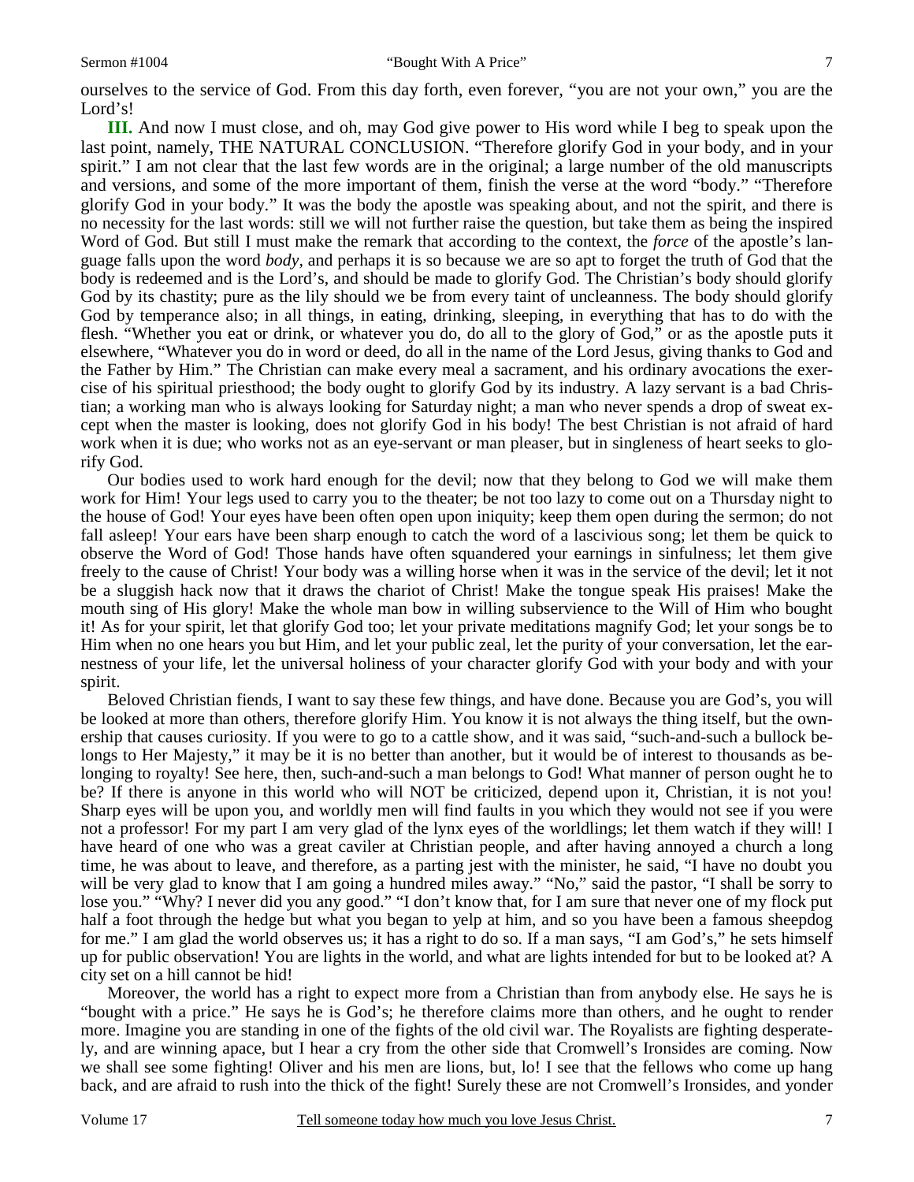ourselves to the service of God. From this day forth, even forever, "you are not your own," you are the Lord's!

**III.** And now I must close, and oh, may God give power to His word while I beg to speak upon the last point, namely, THE NATURAL CONCLUSION. "Therefore glorify God in your body, and in your spirit." I am not clear that the last few words are in the original; a large number of the old manuscripts and versions, and some of the more important of them, finish the verse at the word "body." "Therefore glorify God in your body." It was the body the apostle was speaking about, and not the spirit, and there is no necessity for the last words: still we will not further raise the question, but take them as being the inspired Word of God. But still I must make the remark that according to the context, the *force* of the apostle's language falls upon the word *body,* and perhaps it is so because we are so apt to forget the truth of God that the body is redeemed and is the Lord's, and should be made to glorify God. The Christian's body should glorify God by its chastity; pure as the lily should we be from every taint of uncleanness. The body should glorify God by temperance also; in all things, in eating, drinking, sleeping, in everything that has to do with the flesh. "Whether you eat or drink, or whatever you do, do all to the glory of God," or as the apostle puts it elsewhere, "Whatever you do in word or deed, do all in the name of the Lord Jesus, giving thanks to God and the Father by Him." The Christian can make every meal a sacrament, and his ordinary avocations the exercise of his spiritual priesthood; the body ought to glorify God by its industry. A lazy servant is a bad Christian; a working man who is always looking for Saturday night; a man who never spends a drop of sweat except when the master is looking, does not glorify God in his body! The best Christian is not afraid of hard work when it is due; who works not as an eye-servant or man pleaser, but in singleness of heart seeks to glorify God.

Our bodies used to work hard enough for the devil; now that they belong to God we will make them work for Him! Your legs used to carry you to the theater; be not too lazy to come out on a Thursday night to the house of God! Your eyes have been often open upon iniquity; keep them open during the sermon; do not fall asleep! Your ears have been sharp enough to catch the word of a lascivious song; let them be quick to observe the Word of God! Those hands have often squandered your earnings in sinfulness; let them give freely to the cause of Christ! Your body was a willing horse when it was in the service of the devil; let it not be a sluggish hack now that it draws the chariot of Christ! Make the tongue speak His praises! Make the mouth sing of His glory! Make the whole man bow in willing subservience to the Will of Him who bought it! As for your spirit, let that glorify God too; let your private meditations magnify God; let your songs be to Him when no one hears you but Him, and let your public zeal, let the purity of your conversation, let the earnestness of your life, let the universal holiness of your character glorify God with your body and with your spirit.

Beloved Christian fiends, I want to say these few things, and have done. Because you are God's, you will be looked at more than others, therefore glorify Him. You know it is not always the thing itself, but the ownership that causes curiosity. If you were to go to a cattle show, and it was said, "such-and-such a bullock belongs to Her Majesty," it may be it is no better than another, but it would be of interest to thousands as belonging to royalty! See here, then, such-and-such a man belongs to God! What manner of person ought he to be? If there is anyone in this world who will NOT be criticized, depend upon it, Christian, it is not you! Sharp eyes will be upon you, and worldly men will find faults in you which they would not see if you were not a professor! For my part I am very glad of the lynx eyes of the worldlings; let them watch if they will! I have heard of one who was a great caviler at Christian people, and after having annoyed a church a long time, he was about to leave, and therefore, as a parting jest with the minister, he said, "I have no doubt you will be very glad to know that I am going a hundred miles away." "No," said the pastor, "I shall be sorry to lose you." "Why? I never did you any good." "I don't know that, for I am sure that never one of my flock put half a foot through the hedge but what you began to yelp at him, and so you have been a famous sheepdog for me." I am glad the world observes us; it has a right to do so. If a man says, "I am God's," he sets himself up for public observation! You are lights in the world, and what are lights intended for but to be looked at? A city set on a hill cannot be hid!

Moreover, the world has a right to expect more from a Christian than from anybody else. He says he is "bought with a price." He says he is God's; he therefore claims more than others, and he ought to render more. Imagine you are standing in one of the fights of the old civil war. The Royalists are fighting desperately, and are winning apace, but I hear a cry from the other side that Cromwell's Ironsides are coming. Now we shall see some fighting! Oliver and his men are lions, but, lo! I see that the fellows who come up hang back, and are afraid to rush into the thick of the fight! Surely these are not Cromwell's Ironsides, and yonder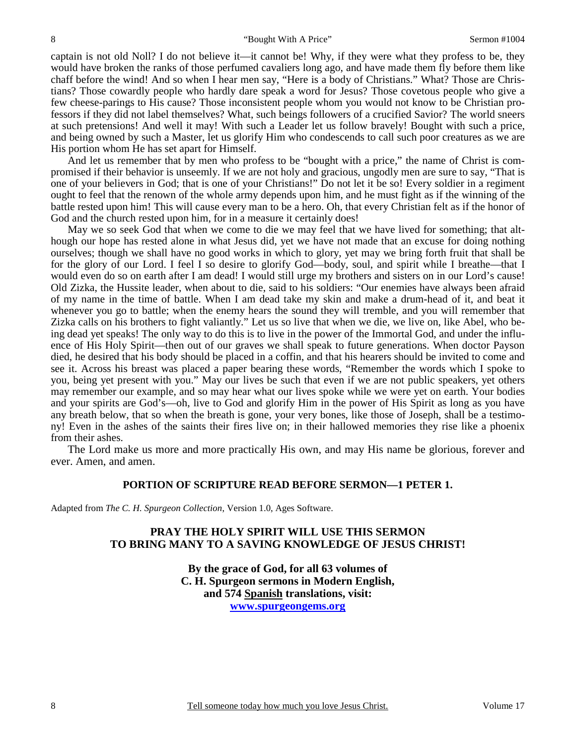captain is not old Noll? I do not believe it—it cannot be! Why, if they were what they profess to be, they would have broken the ranks of those perfumed cavaliers long ago, and have made them fly before them like chaff before the wind! And so when I hear men say, "Here is a body of Christians." What? Those are Christians? Those cowardly people who hardly dare speak a word for Jesus? Those covetous people who give a few cheese-parings to His cause? Those inconsistent people whom you would not know to be Christian professors if they did not label themselves? What, such beings followers of a crucified Savior? The world sneers at such pretensions! And well it may! With such a Leader let us follow bravely! Bought with such a price, and being owned by such a Master, let us glorify Him who condescends to call such poor creatures as we are His portion whom He has set apart for Himself.

And let us remember that by men who profess to be "bought with a price," the name of Christ is compromised if their behavior is unseemly. If we are not holy and gracious, ungodly men are sure to say, "That is one of your believers in God; that is one of your Christians!" Do not let it be so! Every soldier in a regiment ought to feel that the renown of the whole army depends upon him, and he must fight as if the winning of the battle rested upon him! This will cause every man to be a hero. Oh, that every Christian felt as if the honor of God and the church rested upon him, for in a measure it certainly does!

May we so seek God that when we come to die we may feel that we have lived for something; that although our hope has rested alone in what Jesus did, yet we have not made that an excuse for doing nothing ourselves; though we shall have no good works in which to glory, yet may we bring forth fruit that shall be for the glory of our Lord. I feel I so desire to glorify God—body, soul, and spirit while I breathe—that I would even do so on earth after I am dead! I would still urge my brothers and sisters on in our Lord's cause! Old Zizka, the Hussite leader, when about to die, said to his soldiers: "Our enemies have always been afraid of my name in the time of battle. When I am dead take my skin and make a drum-head of it, and beat it whenever you go to battle; when the enemy hears the sound they will tremble, and you will remember that Zizka calls on his brothers to fight valiantly." Let us so live that when we die, we live on, like Abel, who being dead yet speaks! The only way to do this is to live in the power of the Immortal God, and under the influence of His Holy Spirit—then out of our graves we shall speak to future generations. When doctor Payson died, he desired that his body should be placed in a coffin, and that his hearers should be invited to come and see it. Across his breast was placed a paper bearing these words, "Remember the words which I spoke to you, being yet present with you." May our lives be such that even if we are not public speakers, yet others may remember our example, and so may hear what our lives spoke while we were yet on earth. Your bodies and your spirits are God's—oh, live to God and glorify Him in the power of His Spirit as long as you have any breath below, that so when the breath is gone, your very bones, like those of Joseph, shall be a testimony! Even in the ashes of the saints their fires live on; in their hallowed memories they rise like a phoenix from their ashes.

The Lord make us more and more practically His own, and may His name be glorious, forever and ever. Amen, and amen.

**PORTION OF SCRIPTURE READ BEFORE SERMON—1 PETER 1.**

Adapted from *The C. H. Spurgeon Collection*, Version 1.0, Ages Software.

**PRAY THE HOLY SPIRIT WILL USE THIS SERMON TO BRING MANY TO A SAVING KNOWLEDGE OF JESUS CHRIST!**

**By the grace of God, for all 63 volumes of C. H. Spurgeon sermons in Modern English, and 574 Spanish translations, visit: www.spurgeongems.org**